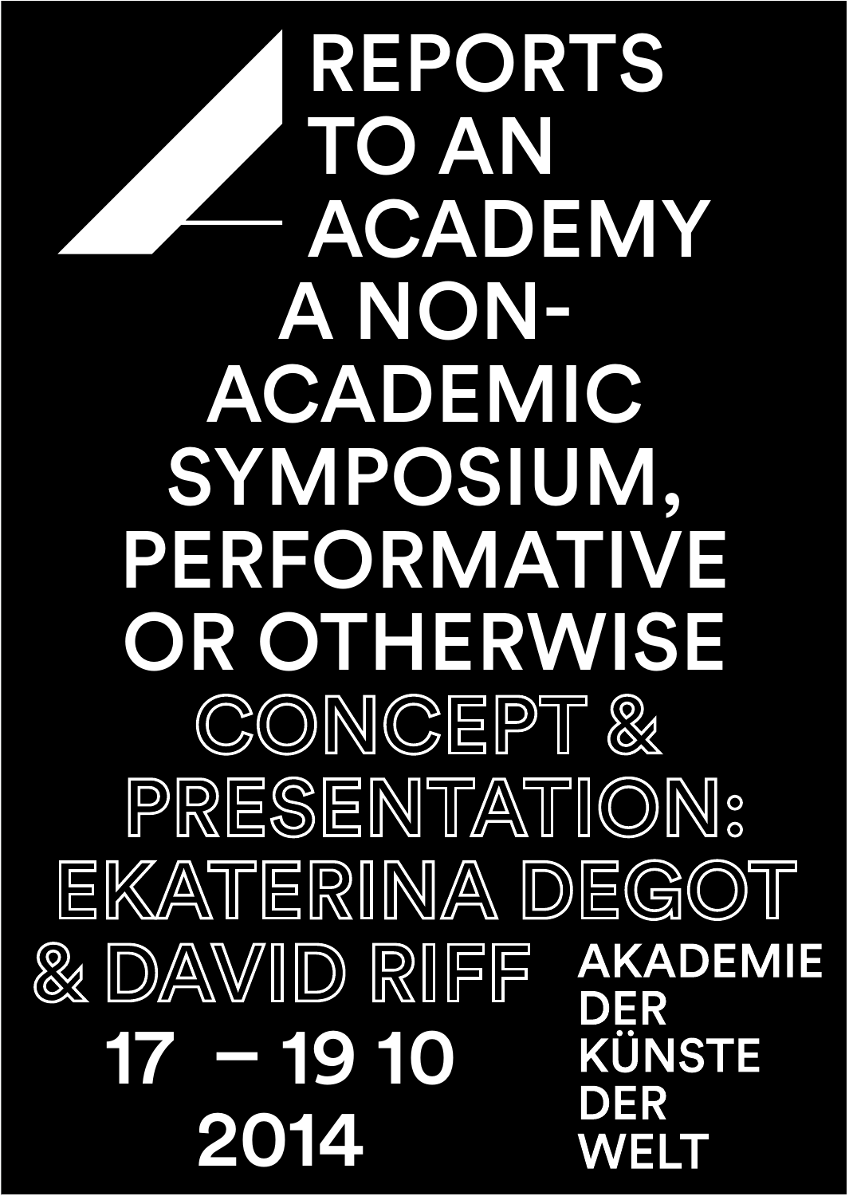# REPORTS TO AN ACADEMY

## A NON-ACADEMIC SYMPOSIUM, PERFORMATIVE OR OTHERWISE

CONCEPT & PRESENTATION: EKATERINA DEGOT & DAVID RIFF

17 – 19 10 2014

AKADEMIE DER KÜNSTE DER WELT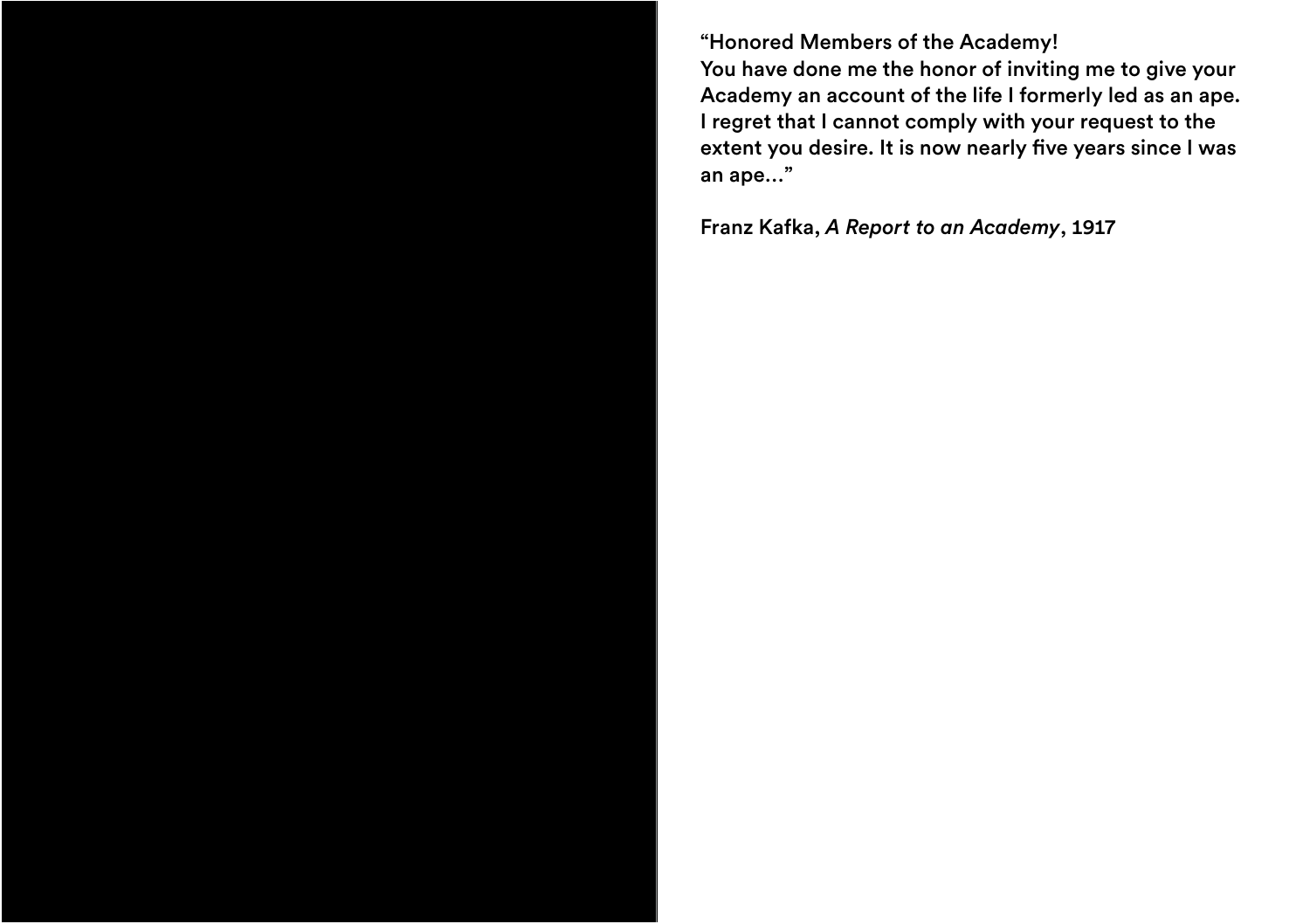"Honored Members of the Academy!
You have done me the honor of inviting me to give your Academy an account of the life I formerly led as an ape. I regret that I cannot comply with your request to the extent you desire. It is now nearly five years since I was an ape..."

Franz Kafka, *A Report to an Academy*, 1917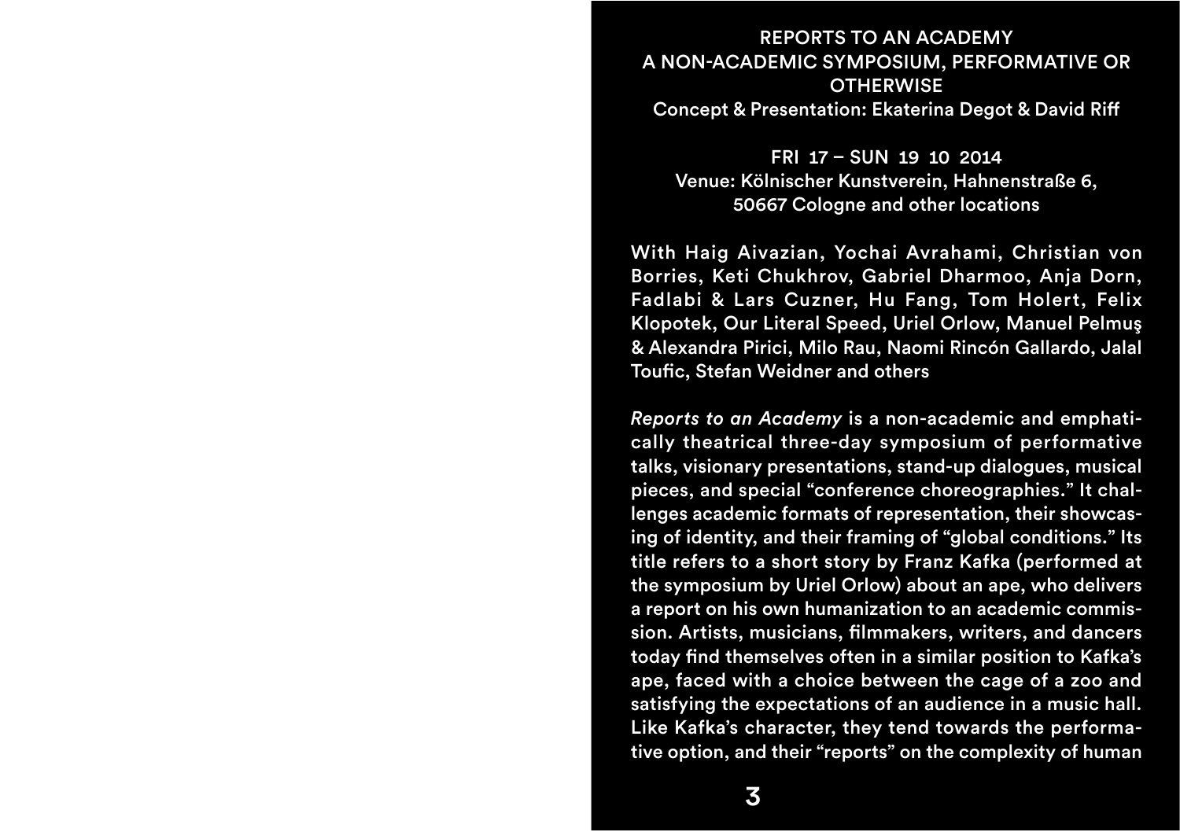# REPORTS TO AN ACADEMY
## A NON-ACADEMIC SYMPOSIUM, PERFORMATIVE OR OTHERWISE

Concept & Presentation: Ekaterina Degot & David Riff

FRI 17 – SUN 19 10 2014
Venue: Kölnischer Kunstverein, Hahnenstraße 6, 50667 Cologne and other locations

With Haig Aivazian, Yochai Avrahami, Christian von Borries, Keti Chukhrov, Gabriel Dharmoo, Anja Dorn, Fadlabi & Lars Cuzner, Hu Fang, Tom Holert, Felix Klopotek, Our Literal Speed, Uriel Orlow, Manuel Pelmuş & Alexandra Pirici, Milo Rau, Naomi Rincón Gallardo, Jalal Toufic, Stefan Weidner and others

*Reports to an Academy* is a non-academic and emphatically theatrical three-day symposium of performative talks, visionary presentations, stand-up dialogues, musical pieces, and special "conference choreographies." It challenges academic formats of representation, their showcasing of identity, and their framing of "global conditions." Its title refers to a short story by Franz Kafka (performed at the symposium by Uriel Orlow) about an ape, who delivers a report on his own humanization to an academic commission. Artists, musicians, filmmakers, writers, and dancers today find themselves often in a similar position to Kafka's ape, faced with a choice between the cage of a zoo and satisfying the expectations of an audience in a music hall. Like Kafka's character, they tend towards the performative option, and their "reports" on the complexity of human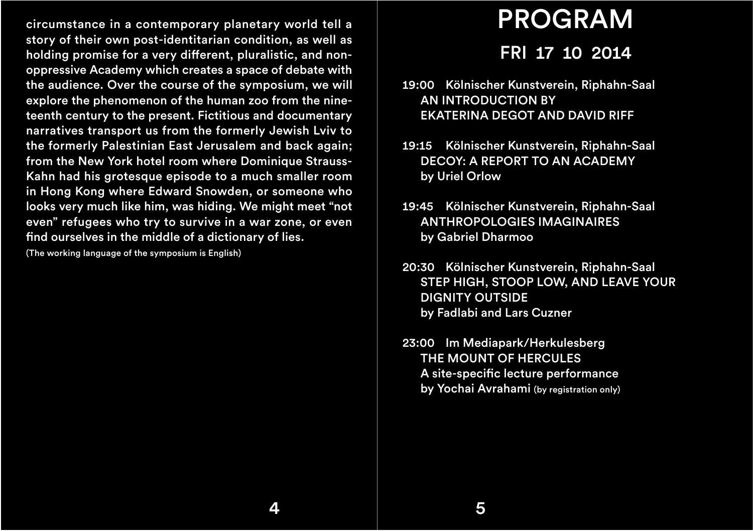circumstance in a contemporary planetary world tell a story of their own post-identitarian condition, as well as holding promise for a very different, pluralistic, and non-oppressive Academy which creates a space of debate with the audience. Over the course of the symposium, we will explore the phenomenon of the human zoo from the nineteenth century to the present. Fictitious and documentary narratives transport us from the formerly Jewish Lviv to the formerly Palestinian East Jerusalem and back again; from the New York hotel room where Dominique Strauss-Kahn had his grotesque episode to a much smaller room in Hong Kong where Edward Snowden, or someone who looks very much like him, was hiding. We might meet “not even” refugees who try to survive in a war zone, or even find ourselves in the middle of a dictionary of lies.

(The working language of the symposium is English)

# PROGRAM

## FRI 17 10 2014

**19:00** Kölnischer Kunstverein, Riphahn-Saal
AN INTRODUCTION BY
EKATERINA DEGOT AND DAVID RIFF

**19:15** Kölnischer Kunstverein, Riphahn-Saal
DECOY: A REPORT TO AN ACADEMY
by Uriel Orlow

**19:45** Kölnischer Kunstverein, Riphahn-Saal
ANTHROPOLOGIES IMAGINAIRES
by Gabriel Dharmoo

**20:30** Kölnischer Kunstverein, Riphahn-Saal
STEP HIGH, STOOP LOW, AND LEAVE YOUR DIGNITY OUTSIDE
by Fadlabi and Lars Cuzner

**23:00** Im Mediapark/Herkulesberg
THE MOUNT OF HERCULES
A site-specific lecture performance
by Yochai Avrahami (by registration only)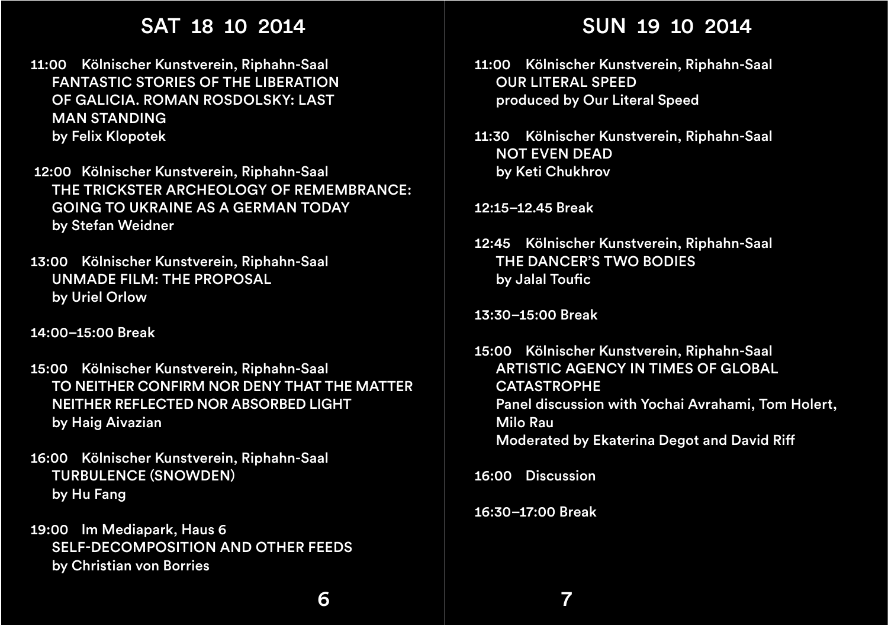## SAT 18 10 2014

**11:00** Kölnischer Kunstverein, Riphahn-Saal
FANTASTIC STORIES OF THE LIBERATION OF GALICIA. ROMAN ROSDOLSKY: LAST MAN STANDING
by Felix Klopotek

**12:00** Kölnischer Kunstverein, Riphahn-Saal
THE TRICKSTER ARCHEOLOGY OF REMEMBRANCE: GOING TO UKRAINE AS A GERMAN TODAY
by Stefan Weidner

**13:00** Kölnischer Kunstverein, Riphahn-Saal
UNMADE FILM: THE PROPOSAL
by Uriel Orlow

**14:00–15:00** Break

**15:00** Kölnischer Kunstverein, Riphahn-Saal
TO NEITHER CONFIRM NOR DENY THAT THE MATTER NEITHER REFLECTED NOR ABSORBED LIGHT
by Haig Aivazian

**16:00** Kölnischer Kunstverein, Riphahn-Saal
TURBULENCE (SNOWDEN)
by Hu Fang

**19:00** Im Mediapark, Haus 6
SELF-DECOMPOSITION AND OTHER FEEDS
by Christian von Borries

## SUN 19 10 2014

**11:00** Kölnischer Kunstverein, Riphahn-Saal
OUR LITERAL SPEED
produced by Our Literal Speed

**11:30** Kölnischer Kunstverein, Riphahn-Saal
NOT EVEN DEAD
by Keti Chukhrov

**12:15–12.45** Break

**12:45** Kölnischer Kunstverein, Riphahn-Saal
THE DANCER'S TWO BODIES
by Jalal Toufic

**13:30–15:00** Break

**15:00** Kölnischer Kunstverein, Riphahn-Saal
ARTISTIC AGENCY IN TIMES OF GLOBAL CATASTROPHE
Panel discussion with Yochai Avrahami, Tom Holert, Milo Rau
Moderated by Ekaterina Degot and David Riff

**16:00** Discussion

**16:30–17:00** Break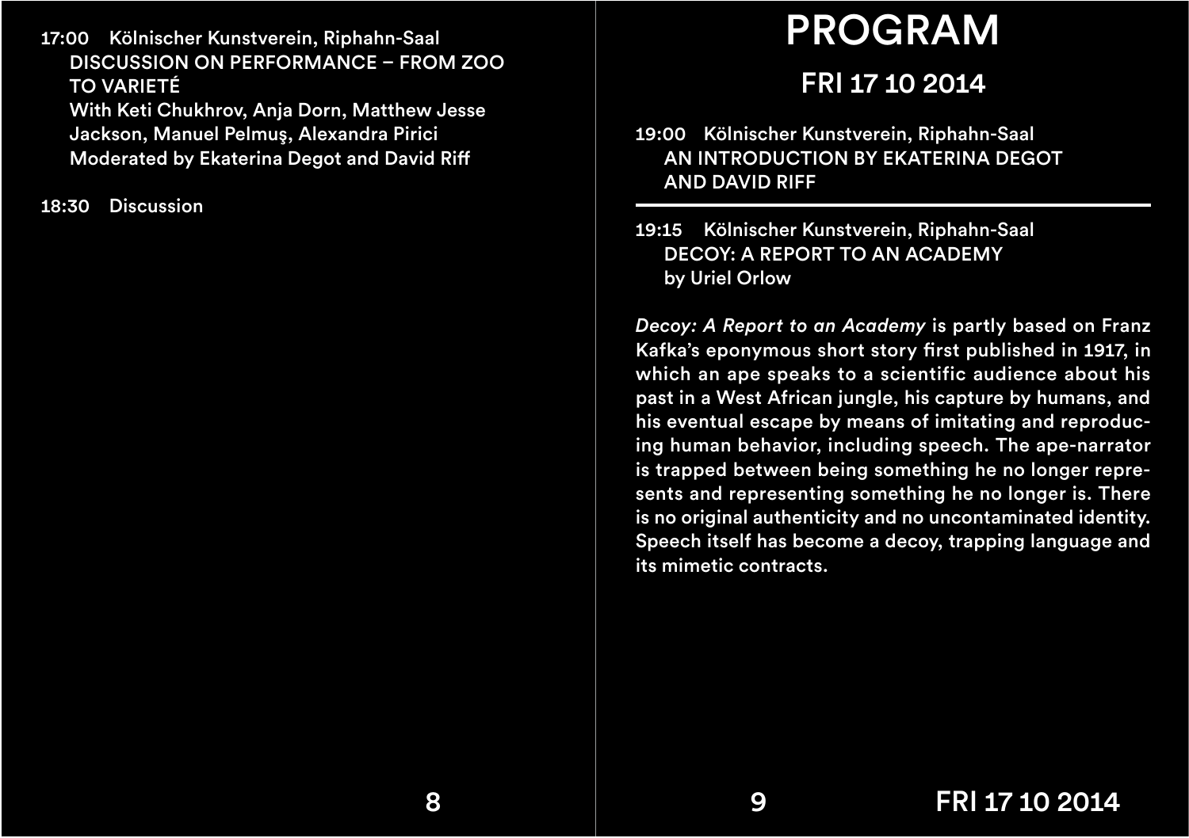17:00 Kölnischer Kunstverein, Riphahn-Saal
DISCUSSION ON PERFORMANCE – FROM ZOO TO VARIETÉ
With Keti Chukhrov, Anja Dorn, Matthew Jesse Jackson, Manuel Pelmuş, Alexandra Pirici
Moderated by Ekaterina Degot and David Riff

18:30 Discussion

# PROGRAM

## FRI 17 10 2014

19:00 Kölnischer Kunstverein, Riphahn-Saal
AN INTRODUCTION BY EKATERINA DEGOT AND DAVID RIFF

---

19:15 Kölnischer Kunstverein, Riphahn-Saal
DECOY: A REPORT TO AN ACADEMY
by Uriel Orlow

*Decoy: A Report to an Academy* is partly based on Franz Kafka's eponymous short story first published in 1917, in which an ape speaks to a scientific audience about his past in a West African jungle, his capture by humans, and his eventual escape by means of imitating and reproducing human behavior, including speech. The ape-narrator is trapped between being something he no longer represents and representing something he no longer is. There is no original authenticity and no uncontaminated identity. Speech itself has become a decoy, trapping language and its mimetic contracts.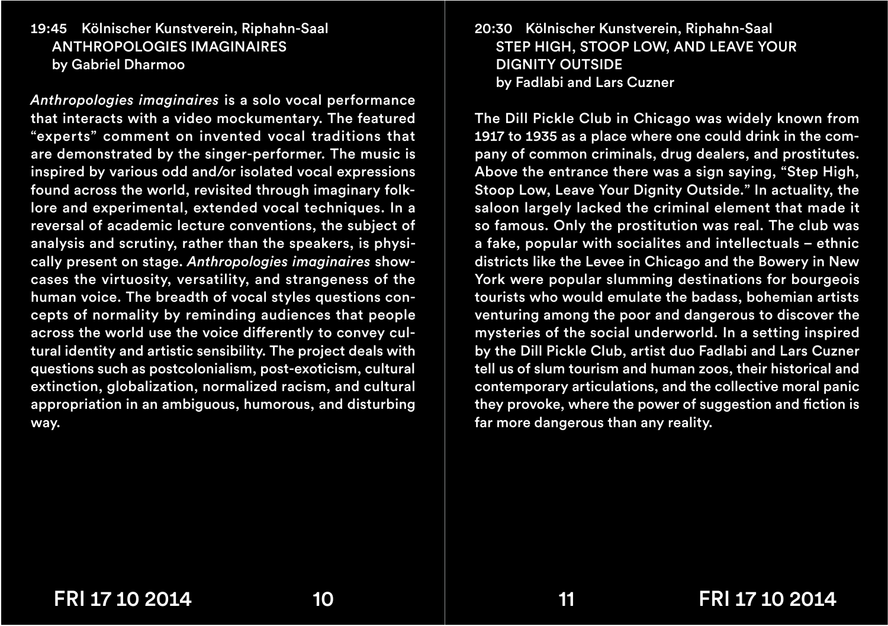19:45 Kölnischer Kunstverein, Riphahn-Saal

## ANTHROPOLOGIES IMAGINAIRES
by Gabriel Dharmoo

*Anthropologies imaginaires* is a solo vocal performance that interacts with a video mockumentary. The featured "experts" comment on invented vocal traditions that are demonstrated by the singer-performer. The music is inspired by various odd and/or isolated vocal expressions found across the world, revisited through imaginary folklore and experimental, extended vocal techniques. In a reversal of academic lecture conventions, the subject of analysis and scrutiny, rather than the speakers, is physically present on stage. *Anthropologies imaginaires* showcases the virtuosity, versatility, and strangeness of the human voice. The breadth of vocal styles questions concepts of normality by reminding audiences that people across the world use the voice differently to convey cultural identity and artistic sensibility. The project deals with questions such as postcolonialism, post-exoticism, cultural extinction, globalization, normalized racism, and cultural appropriation in an ambiguous, humorous, and disturbing way.

20:30 Kölnischer Kunstverein, Riphahn-Saal

## STEP HIGH, STOOP LOW, AND LEAVE YOUR DIGNITY OUTSIDE
by Fadlabi and Lars Cuzner

The Dill Pickle Club in Chicago was widely known from 1917 to 1935 as a place where one could drink in the company of common criminals, drug dealers, and prostitutes. Above the entrance there was a sign saying, "Step High, Stoop Low, Leave Your Dignity Outside." In actuality, the saloon largely lacked the criminal element that made it so famous. Only the prostitution was real. The club was a fake, popular with socialites and intellectuals – ethnic districts like the Levee in Chicago and the Bowery in New York were popular slumming destinations for bourgeois tourists who would emulate the badass, bohemian artists venturing among the poor and dangerous to discover the mysteries of the social underworld. In a setting inspired by the Dill Pickle Club, artist duo Fadlabi and Lars Cuzner tell us of slum tourism and human zoos, their historical and contemporary articulations, and the collective moral panic they provoke, where the power of suggestion and fiction is far more dangerous than any reality.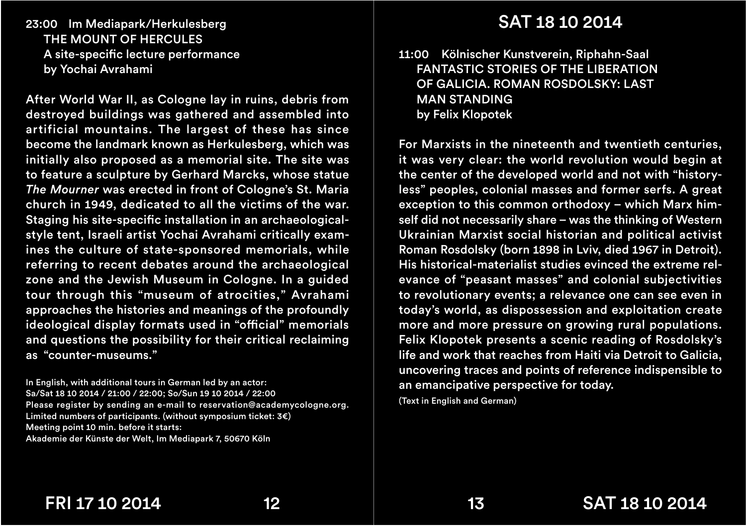23:00 Im Mediapark/Herkulesberg
THE MOUNT OF HERCULES
A site-specific lecture performance
by Yochai Avrahami

After World War II, as Cologne lay in ruins, debris from destroyed buildings was gathered and assembled into artificial mountains. The largest of these has since become the landmark known as Herkulesberg, which was initially also proposed as a memorial site. The site was to feature a sculpture by Gerhard Marcks, whose statue *The Mourner* was erected in front of Cologne's St. Maria church in 1949, dedicated to all the victims of the war. Staging his site-specific installation in an archaeological-style tent, Israeli artist Yochai Avrahami critically examines the culture of state-sponsored memorials, while referring to recent debates around the archaeological zone and the Jewish Museum in Cologne. In a guided tour through this "museum of atrocities," Avrahami approaches the histories and meanings of the profoundly ideological display formats used in "official" memorials and questions the possibility for their critical reclaiming as "counter-museums."

In English, with additional tours in German led by an actor:
Sa/Sat 18 10 2014 / 21:00 / 22:00; So/Sun 19 10 2014 / 22:00
Please register by sending an e-mail to reservation@academycologne.org.
Limited numbers of participants. (without symposium ticket: 3€)
Meeting point 10 min. before it starts:
Akademie der Künste der Welt, Im Mediapark 7, 50670 Köln

# SAT 18 10 2014

11:00 Kölnischer Kunstverein, Riphahn-Saal
FANTASTIC STORIES OF THE LIBERATION OF GALICIA. ROMAN ROSDOLSKY: LAST MAN STANDING
by Felix Klopotek

For Marxists in the nineteenth and twentieth centuries, it was very clear: the world revolution would begin at the center of the developed world and not with "history-less" peoples, colonial masses and former serfs. A great exception to this common orthodoxy – which Marx himself did not necessarily share – was the thinking of Western Ukrainian Marxist social historian and political activist Roman Rosdolsky (born 1898 in Lviv, died 1967 in Detroit). His historical-materialist studies evinced the extreme relevance of "peasant masses" and colonial subjectivities to revolutionary events; a relevance one can see even in today's world, as dispossession and exploitation create more and more pressure on growing rural populations. Felix Klopotek presents a scenic reading of Rosdolsky's life and work that reaches from Haiti via Detroit to Galicia, uncovering traces and points of reference indispensible to an emancipative perspective for today.

(Text in English and German)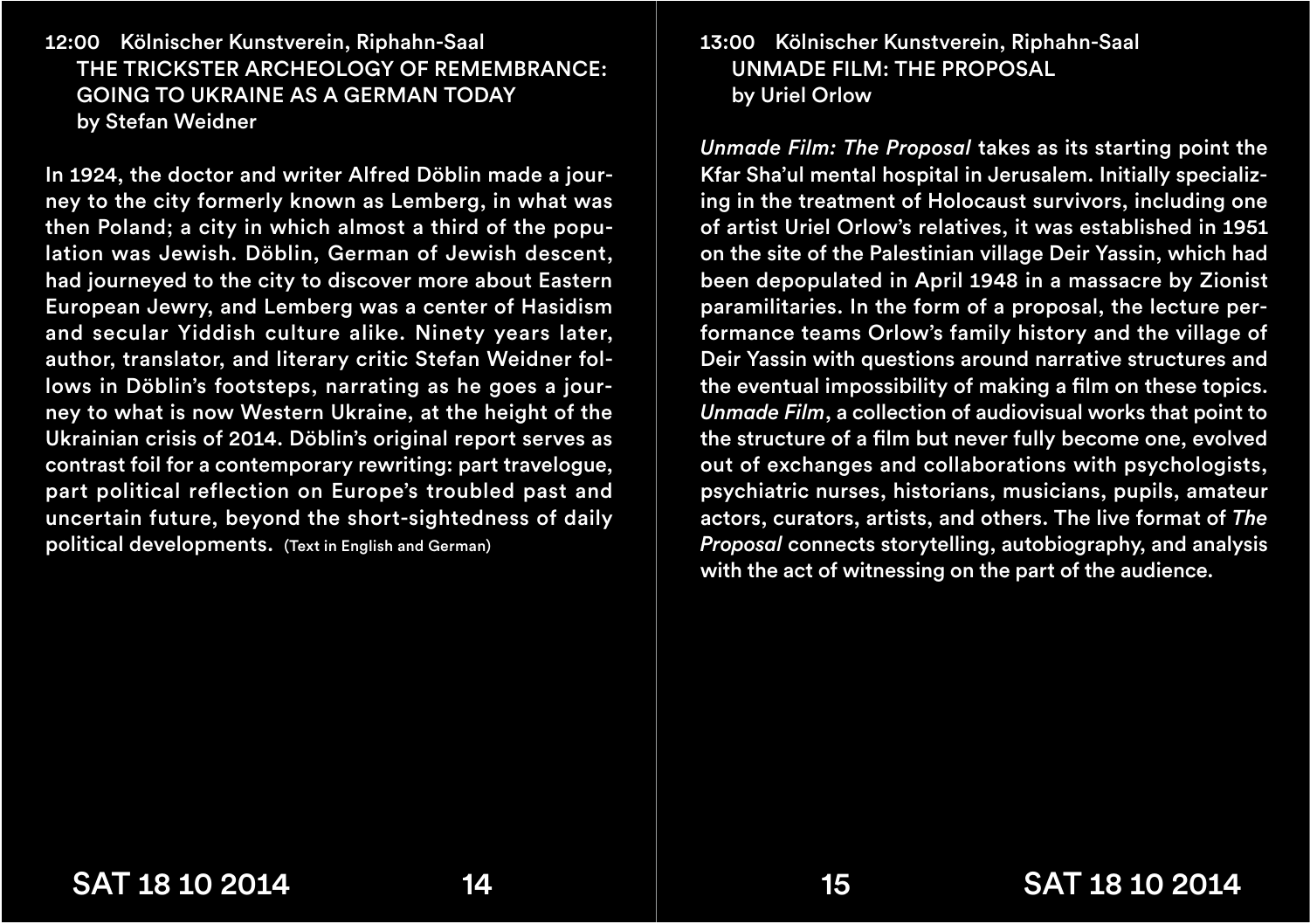12:00 Kölnischer Kunstverein, Riphahn-Saal

## THE TRICKSTER ARCHEOLOGY OF REMEMBRANCE: GOING TO UKRAINE AS A GERMAN TODAY
by Stefan Weidner

In 1924, the doctor and writer Alfred Döblin made a journey to the city formerly known as Lemberg, in what was then Poland; a city in which almost a third of the population was Jewish. Döblin, German of Jewish descent, had journeyed to the city to discover more about Eastern European Jewry, and Lemberg was a center of Hasidism and secular Yiddish culture alike. Ninety years later, author, translator, and literary critic Stefan Weidner follows in Döblin's footsteps, narrating as he goes a journey to what is now Western Ukraine, at the height of the Ukrainian crisis of 2014. Döblin's original report serves as contrast foil for a contemporary rewriting: part travelogue, part political reflection on Europe's troubled past and uncertain future, beyond the short-sightedness of daily political developments. (Text in English and German)

13:00 Kölnischer Kunstverein, Riphahn-Saal

## UNMADE FILM: THE PROPOSAL
by Uriel Orlow

*Unmade Film: The Proposal* takes as its starting point the Kfar Sha'ul mental hospital in Jerusalem. Initially specializing in the treatment of Holocaust survivors, including one of artist Uriel Orlow's relatives, it was established in 1951 on the site of the Palestinian village Deir Yassin, which had been depopulated in April 1948 in a massacre by Zionist paramilitaries. In the form of a proposal, the lecture performance teams Orlow's family history and the village of Deir Yassin with questions around narrative structures and the eventual impossibility of making a film on these topics. *Unmade Film*, a collection of audiovisual works that point to the structure of a film but never fully become one, evolved out of exchanges and collaborations with psychologists, psychiatric nurses, historians, musicians, pupils, amateur actors, curators, artists, and others. The live format of *The Proposal* connects storytelling, autobiography, and analysis with the act of witnessing on the part of the audience.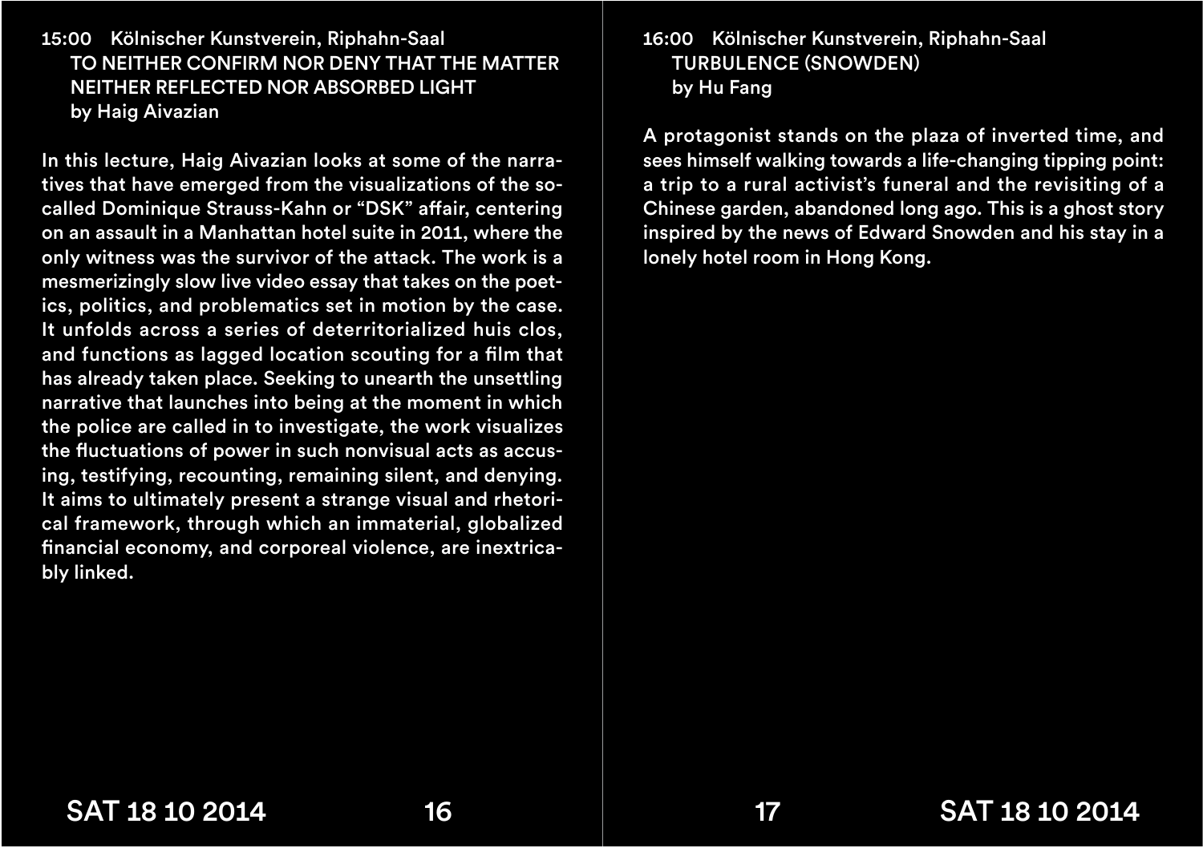15:00 Kölnischer Kunstverein, Riphahn-Saal

### TO NEITHER CONFIRM NOR DENY THAT THE MATTER NEITHER REFLECTED NOR ABSORBED LIGHT

by Haig Aivazian

In this lecture, Haig Aivazian looks at some of the narratives that have emerged from the visualizations of the so-called Dominique Strauss-Kahn or "DSK" affair, centering on an assault in a Manhattan hotel suite in 2011, where the only witness was the survivor of the attack. The work is a mesmerizingly slow live video essay that takes on the poetics, politics, and problematics set in motion by the case. It unfolds across a series of deterritorialized huis clos, and functions as lagged location scouting for a film that has already taken place. Seeking to unearth the unsettling narrative that launches into being at the moment in which the police are called in to investigate, the work visualizes the fluctuations of power in such nonvisual acts as accusing, testifying, recounting, remaining silent, and denying. It aims to ultimately present a strange visual and rhetorical framework, through which an immaterial, globalized financial economy, and corporeal violence, are inextricably linked.

16:00 Kölnischer Kunstverein, Riphahn-Saal

### TURBULENCE (SNOWDEN)

by Hu Fang

A protagonist stands on the plaza of inverted time, and sees himself walking towards a life-changing tipping point: a trip to a rural activist's funeral and the revisiting of a Chinese garden, abandoned long ago. This is a ghost story inspired by the news of Edward Snowden and his stay in a lonely hotel room in Hong Kong.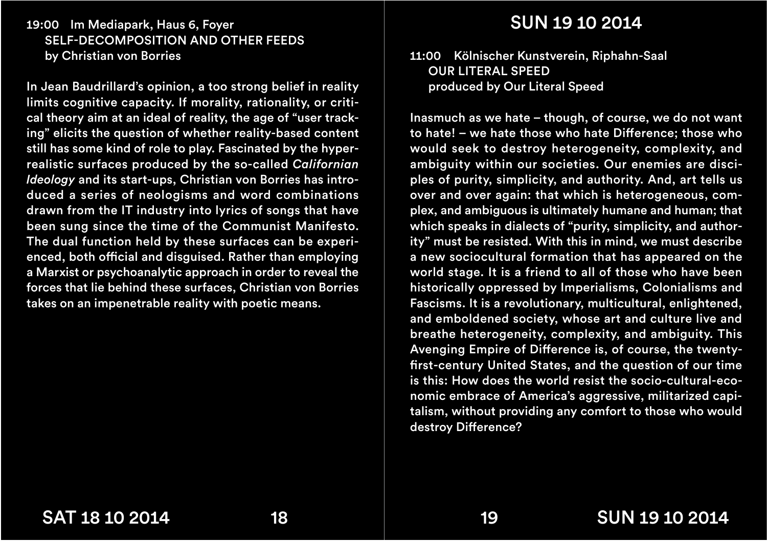19:00 Im Mediapark, Haus 6, Foyer
SELF-DECOMPOSITION AND OTHER FEEDS
by Christian von Borries

In Jean Baudrillard's opinion, a too strong belief in reality limits cognitive capacity. If morality, rationality, or critical theory aim at an ideal of reality, the age of "user tracking" elicits the question of whether reality-based content still has some kind of role to play. Fascinated by the hyperrealistic surfaces produced by the so-called *Californian Ideology* and its start-ups, Christian von Borries has introduced a series of neologisms and word combinations drawn from the IT industry into lyrics of songs that have been sung since the time of the Communist Manifesto. The dual function held by these surfaces can be experienced, both official and disguised. Rather than employing a Marxist or psychoanalytic approach in order to reveal the forces that lie behind these surfaces, Christian von Borries takes on an impenetrable reality with poetic means.

# SUN 19 10 2014

11:00 Kölnischer Kunstverein, Riphahn-Saal
OUR LITERAL SPEED
produced by Our Literal Speed

Inasmuch as we hate – though, of course, we do not want to hate! – we hate those who hate Difference; those who would seek to destroy heterogeneity, complexity, and ambiguity within our societies. Our enemies are disciples of purity, simplicity, and authority. And, art tells us over and over again: that which is heterogeneous, complex, and ambiguous is ultimately humane and human; that which speaks in dialects of "purity, simplicity, and authority" must be resisted. With this in mind, we must describe a new sociocultural formation that has appeared on the world stage. It is a friend to all of those who have been historically oppressed by Imperialisms, Colonialisms and Fascisms. It is a revolutionary, multicultural, enlightened, and emboldened society, whose art and culture live and breathe heterogeneity, complexity, and ambiguity. This Avenging Empire of Difference is, of course, the twenty-first-century United States, and the question of our time is this: How does the world resist the socio-cultural-economic embrace of America's aggressive, militarized capitalism, without providing any comfort to those who would destroy Difference?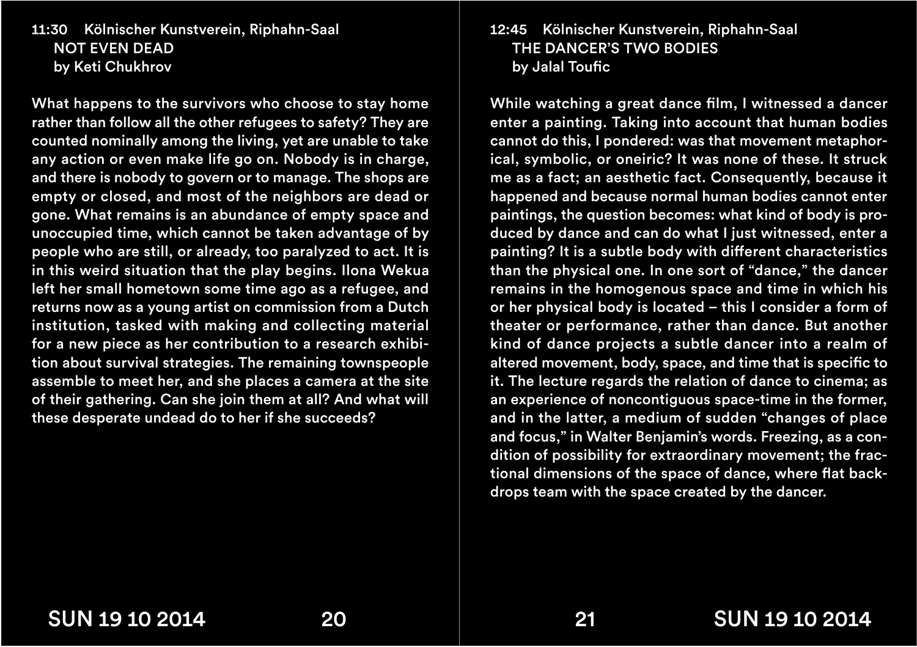11:30 Kölnischer Kunstverein, Riphahn-Saal

## NOT EVEN DEAD

by Keti Chukhrov

What happens to the survivors who choose to stay home rather than follow all the other refugees to safety? They are counted nominally among the living, yet are unable to take any action or even make life go on. Nobody is in charge, and there is nobody to govern or to manage. The shops are empty or closed, and most of the neighbors are dead or gone. What remains is an abundance of empty space and unoccupied time, which cannot be taken advantage of by people who are still, or already, too paralyzed to act. It is in this weird situation that the play begins. Ilona Wekua left her small hometown some time ago as a refugee, and returns now as a young artist on commission from a Dutch institution, tasked with making and collecting material for a new piece as her contribution to a research exhibition about survival strategies. The remaining townspeople assemble to meet her, and she places a camera at the site of their gathering. Can she join them at all? And what will these desperate undead do to her if she succeeds?

12:45 Kölnischer Kunstverein, Riphahn-Saal

## THE DANCER'S TWO BODIES

by Jalal Toufic

While watching a great dance film, I witnessed a dancer enter a painting. Taking into account that human bodies cannot do this, I pondered: was that movement metaphorical, symbolic, or oneiric? It was none of these. It struck me as a fact; an aesthetic fact. Consequently, because it happened and because normal human bodies cannot enter paintings, the question becomes: what kind of body is produced by dance and can do what I just witnessed, enter a painting? It is a subtle body with different characteristics than the physical one. In one sort of "dance," the dancer remains in the homogenous space and time in which his or her physical body is located – this I consider a form of theater or performance, rather than dance. But another kind of dance projects a subtle dancer into a realm of altered movement, body, space, and time that is specific to it. The lecture regards the relation of dance to cinema; as an experience of noncontiguous space-time in the former, and in the latter, a medium of sudden "changes of place and focus," in Walter Benjamin's words. Freezing, as a condition of possibility for extraordinary movement; the fractional dimensions of the space of dance, where flat backdrops team with the space created by the dancer.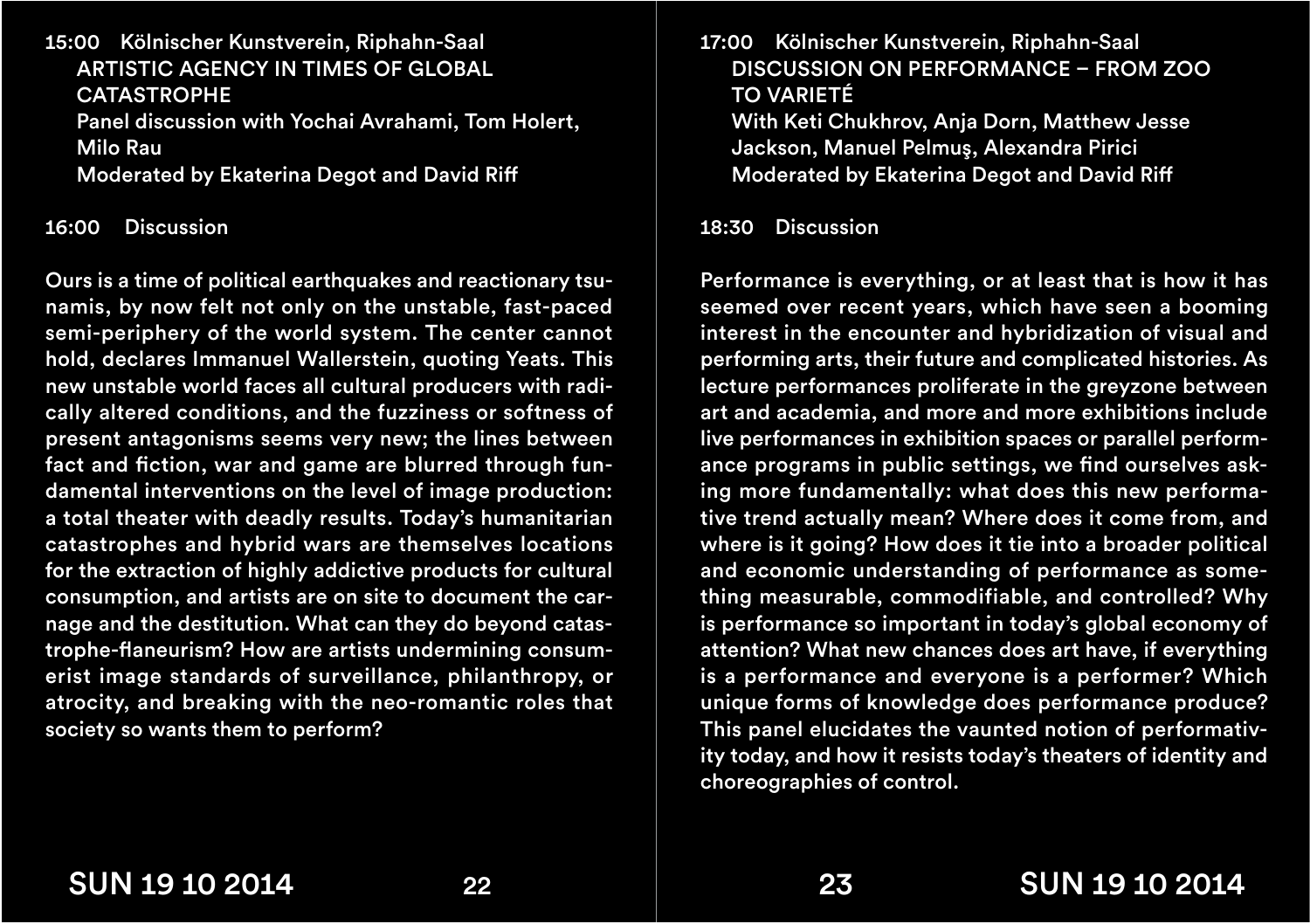**15:00** Kölnischer Kunstverein, Riphahn-Saal
**ARTISTIC AGENCY IN TIMES OF GLOBAL CATASTROPHE**
Panel discussion with Yochai Avrahami, Tom Holert, Milo Rau
Moderated by Ekaterina Degot and David Riff

**16:00** Discussion

Ours is a time of political earthquakes and reactionary tsunamis, by now felt not only on the unstable, fast-paced semi-periphery of the world system. The center cannot hold, declares Immanuel Wallerstein, quoting Yeats. This new unstable world faces all cultural producers with radically altered conditions, and the fuzziness or softness of present antagonisms seems very new; the lines between fact and fiction, war and game are blurred through fundamental interventions on the level of image production: a total theater with deadly results. Today's humanitarian catastrophes and hybrid wars are themselves locations for the extraction of highly addictive products for cultural consumption, and artists are on site to document the carnage and the destitution. What can they do beyond catastrophe-flaneurism? How are artists undermining consumerist image standards of surveillance, philanthropy, or atrocity, and breaking with the neo-romantic roles that society so wants them to perform?

**17:00** Kölnischer Kunstverein, Riphahn-Saal
**DISCUSSION ON PERFORMANCE – FROM ZOO TO VARIETÉ**
With Keti Chukhrov, Anja Dorn, Matthew Jesse Jackson, Manuel Pelmuş, Alexandra Pirici
Moderated by Ekaterina Degot and David Riff

**18:30** Discussion

Performance is everything, or at least that is how it has seemed over recent years, which have seen a booming interest in the encounter and hybridization of visual and performing arts, their future and complicated histories. As lecture performances proliferate in the greyzone between art and academia, and more and more exhibitions include live performances in exhibition spaces or parallel performance programs in public settings, we find ourselves asking more fundamentally: what does this new performative trend actually mean? Where does it come from, and where is it going? How does it tie into a broader political and economic understanding of performance as something measurable, commodifiable, and controlled? Why is performance so important in today's global economy of attention? What new chances does art have, if everything is a performance and everyone is a performer? Which unique forms of knowledge does performance produce? This panel elucidates the vaunted notion of performativity today, and how it resists today's theaters of identity and choreographies of control.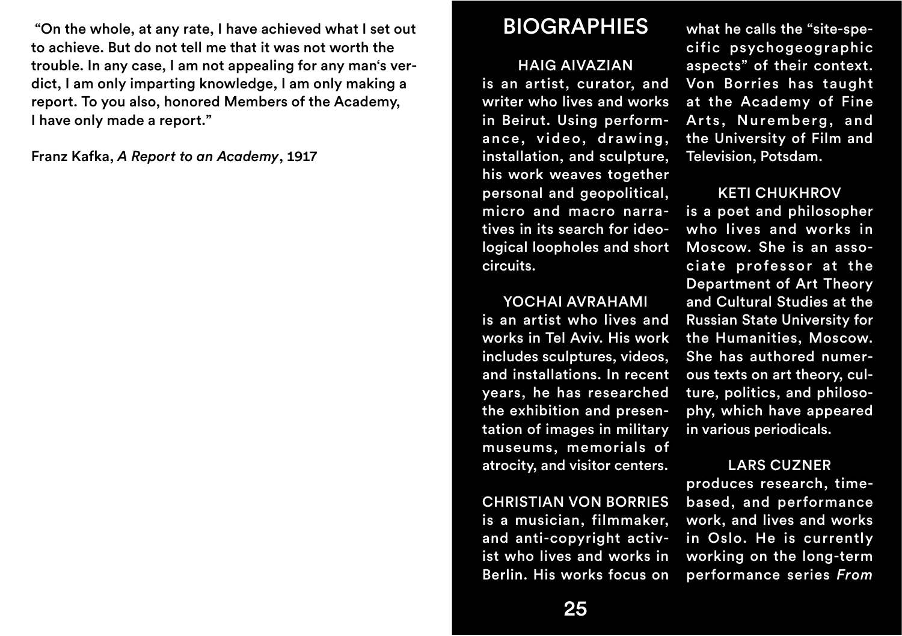"On the whole, at any rate, I have achieved what I set out to achieve. But do not tell me that it was not worth the trouble. In any case, I am not appealing for any man's verdict, I am only imparting knowledge, I am only making a report. To you also, honored Members of the Academy, I have only made a report."

Franz Kafka, *A Report to an Academy*, 1917

# BIOGRAPHIES

**HAIG AIVAZIAN**
is an artist, curator, and writer who lives and works in Beirut. Using performance, video, drawing, installation, and sculpture, his work weaves together personal and geopolitical, micro and macro narratives in its search for ideological loopholes and short circuits.

**YOCHAI AVRAHAMI**
is an artist who lives and works in Tel Aviv. His work includes sculptures, videos, and installations. In recent years, he has researched the exhibition and presentation of images in military museums, memorials of atrocity, and visitor centers.

**CHRISTIAN VON BORRIES**
is a musician, filmmaker, and anti-copyright activist who lives and works in Berlin. His works focus on what he calls the "site-specific psychogeographic aspects" of their context. Von Borries has taught at the Academy of Fine Arts, Nuremberg, and the University of Film and Television, Potsdam.

**KETI CHUKHROV**
is a poet and philosopher who lives and works in Moscow. She is an associate professor at the Department of Art Theory and Cultural Studies at the Russian State University for the Humanities, Moscow. She has authored numerous texts on art theory, culture, politics, and philosophy, which have appeared in various periodicals.

**LARS CUZNER**
produces research, time-based, and performance work, and lives and works in Oslo. He is currently working on the long-term performance series *From*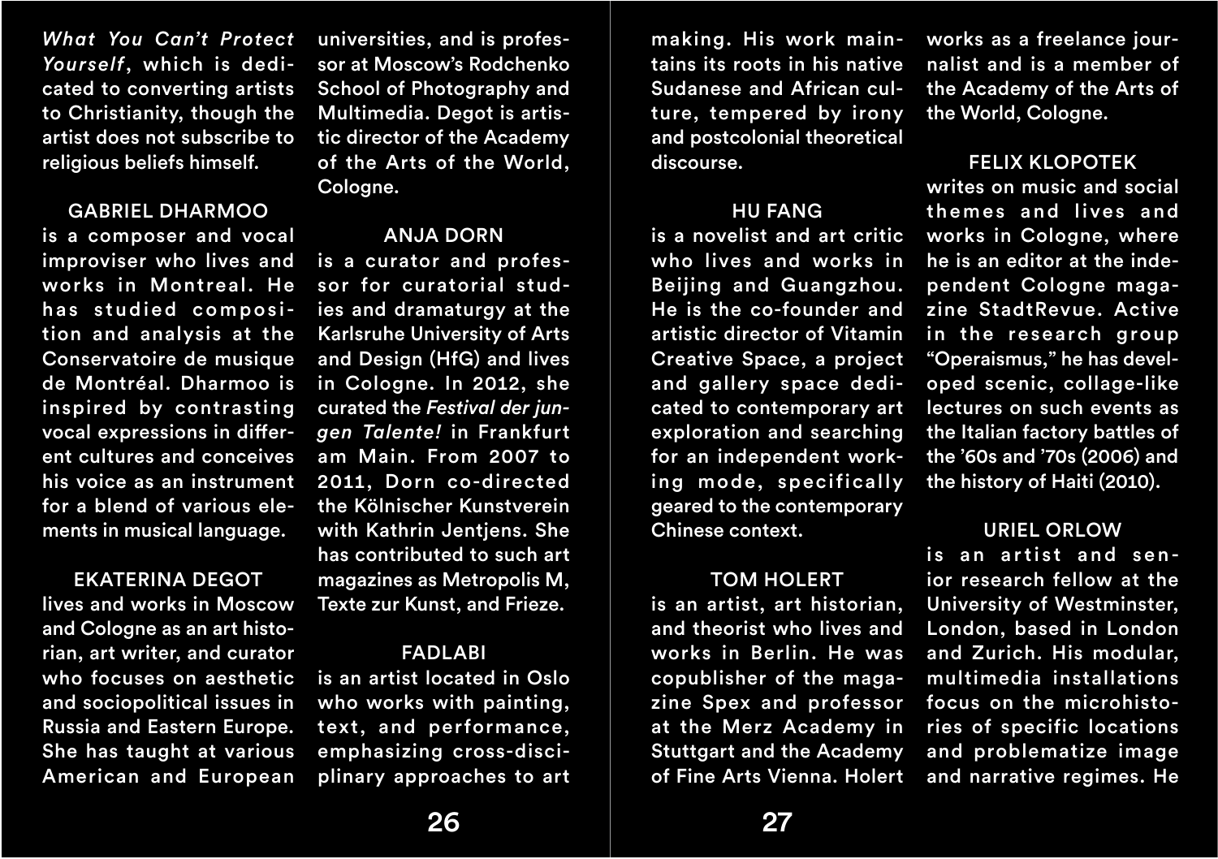*What You Can't Protect Yourself*, which is dedicated to converting artists to Christianity, though the artist does not subscribe to religious beliefs himself.

GABRIEL DHARMOO
is a composer and vocal improviser who lives and works in Montreal. He has studied composition and analysis at the Conservatoire de musique de Montréal. Dharmoo is inspired by contrasting vocal expressions in different cultures and conceives his voice as an instrument for a blend of various elements in musical language.

EKATERINA DEGOT
lives and works in Moscow and Cologne as an art historian, art writer, and curator who focuses on aesthetic and sociopolitical issues in Russia and Eastern Europe. She has taught at various American and European universities, and is professor at Moscow's Rodchenko School of Photography and Multimedia. Degot is artistic director of the Academy of the Arts of the World, Cologne.

ANJA DORN
is a curator and professor for curatorial studies and dramaturgy at the Karlsruhe University of Arts and Design (HfG) and lives in Cologne. In 2012, she curated the *Festival der jungen Talente!* in Frankfurt am Main. From 2007 to 2011, Dorn co-directed the Kölnischer Kunstverein with Kathrin Jentjens. She has contributed to such art magazines as Metropolis M, Texte zur Kunst, and Frieze.

FADLABI
is an artist located in Oslo who works with painting, text, and performance, emphasizing cross-disciplinary approaches to art making. His work maintains its roots in his native Sudanese and African culture, tempered by irony and postcolonial theoretical discourse.

HU FANG
is a novelist and art critic who lives and works in Beijing and Guangzhou. He is the co-founder and artistic director of Vitamin Creative Space, a project and gallery space dedicated to contemporary art exploration and searching for an independent working mode, specifically geared to the contemporary Chinese context.

TOM HOLERT
is an artist, art historian, and theorist who lives and works in Berlin. He was copublisher of the magazine Spex and professor at the Merz Academy in Stuttgart and the Academy of Fine Arts Vienna. Holert works as a freelance journalist and is a member of the Academy of the Arts of the World, Cologne.

FELIX KLOPOTEK
writes on music and social themes and lives and works in Cologne, where he is an editor at the independent Cologne magazine StadtRevue. Active in the research group "Operaismus," he has developed scenic, collage-like lectures on such events as the Italian factory battles of the '60s and '70s (2006) and the history of Haiti (2010).

URIEL ORLOW
is an artist and senior research fellow at the University of Westminster, London, based in London and Zurich. His modular, multimedia installations focus on the microhistories of specific locations and problematize image and narrative regimes. He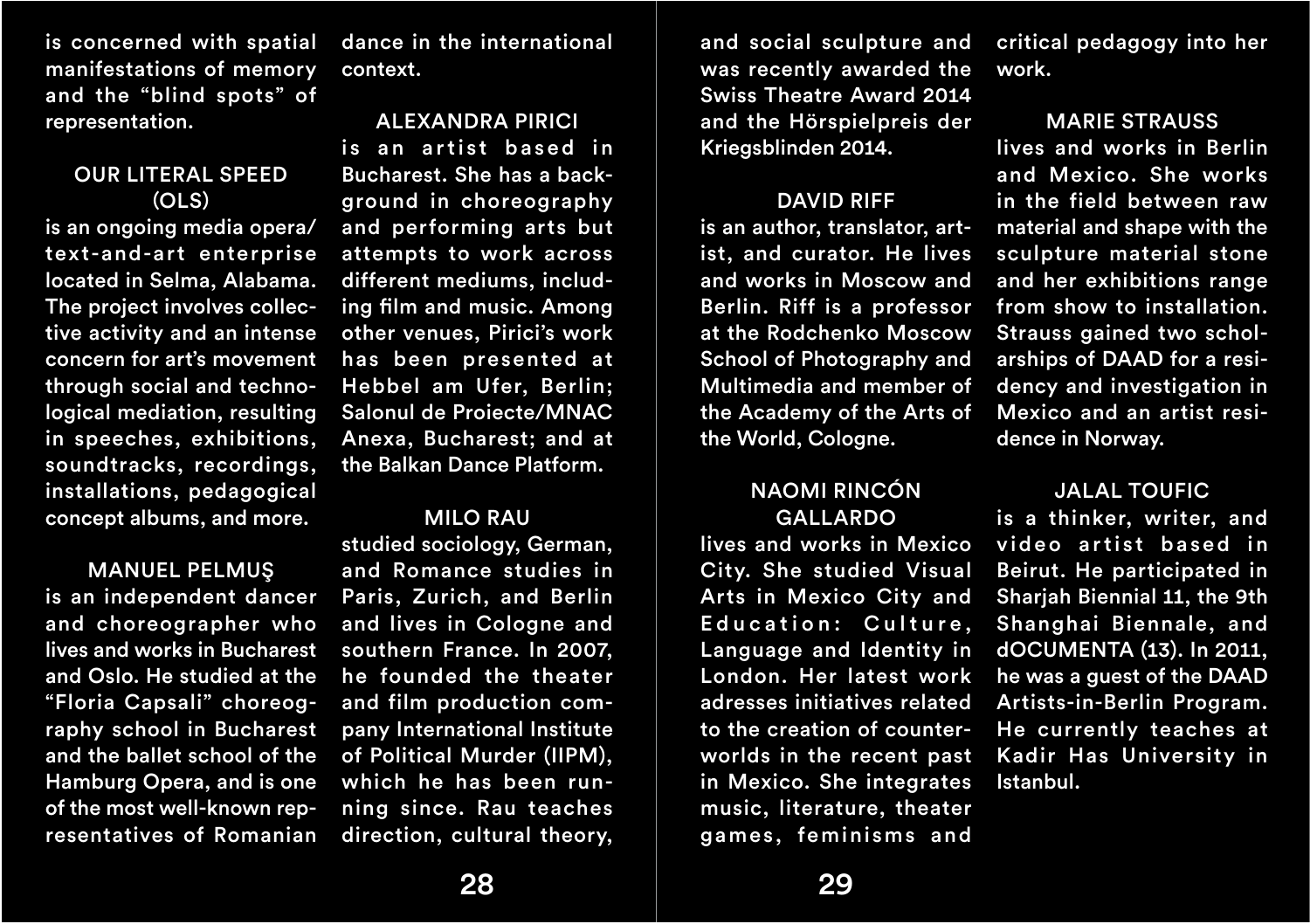is concerned with spatial manifestations of memory and the “blind spots” of representation.

### OUR LITERAL SPEED (OLS)

is an ongoing media opera/ text-and-art enterprise located in Selma, Alabama. The project involves collective activity and an intense concern for art’s movement through social and technological mediation, resulting in speeches, exhibitions, soundtracks, recordings, installations, pedagogical concept albums, and more.

### MANUEL PELMUŞ

is an independent dancer and choreographer who lives and works in Bucharest and Oslo. He studied at the “Floria Capsali” choreography school in Bucharest and the ballet school of the Hamburg Opera, and is one of the most well-known representatives of Romanian dance in the international context.

### ALEXANDRA PIRICI

is an artist based in Bucharest. She has a background in choreography and performing arts but attempts to work across different mediums, including film and music. Among other venues, Pirici’s work has been presented at Hebbel am Ufer, Berlin; Salonul de Proiecte/MNAC Anexa, Bucharest; and at the Balkan Dance Platform.

### MILO RAU

studied sociology, German, and Romance studies in Paris, Zurich, and Berlin and lives in Cologne and southern France. In 2007, he founded the theater and film production company International Institute of Political Murder (IIPM), which he has been running since. Rau teaches direction, cultural theory, and social sculpture and was recently awarded the Swiss Theatre Award 2014 and the Hörspielpreis der Kriegsblinden 2014.

### DAVID RIFF

is an author, translator, artist, and curator. He lives and works in Moscow and Berlin. Riff is a professor at the Rodchenko Moscow School of Photography and Multimedia and member of the Academy of the Arts of the World, Cologne.

### NAOMI RINCÓN GALLARDO

lives and works in Mexico City. She studied Visual Arts in Mexico City and Education: Culture, Language and Identity in London. Her latest work adresses initiatives related to the creation of counterworlds in the recent past in Mexico. She integrates music, literature, theater games, feminisms and critical pedagogy into her work.

### MARIE STRAUSS

lives and works in Berlin and Mexico. She works in the field between raw material and shape with the sculpture material stone and her exhibitions range from show to installation. Strauss gained two scholarships of DAAD for a residency and investigation in Mexico and an artist residence in Norway.

### JALAL TOUFIC

is a thinker, writer, and video artist based in Beirut. He participated in Sharjah Biennial 11, the 9th Shanghai Biennale, and dOCUMENTA (13). In 2011, he was a guest of the DAAD Artists-in-Berlin Program. He currently teaches at Kadir Has University in Istanbul.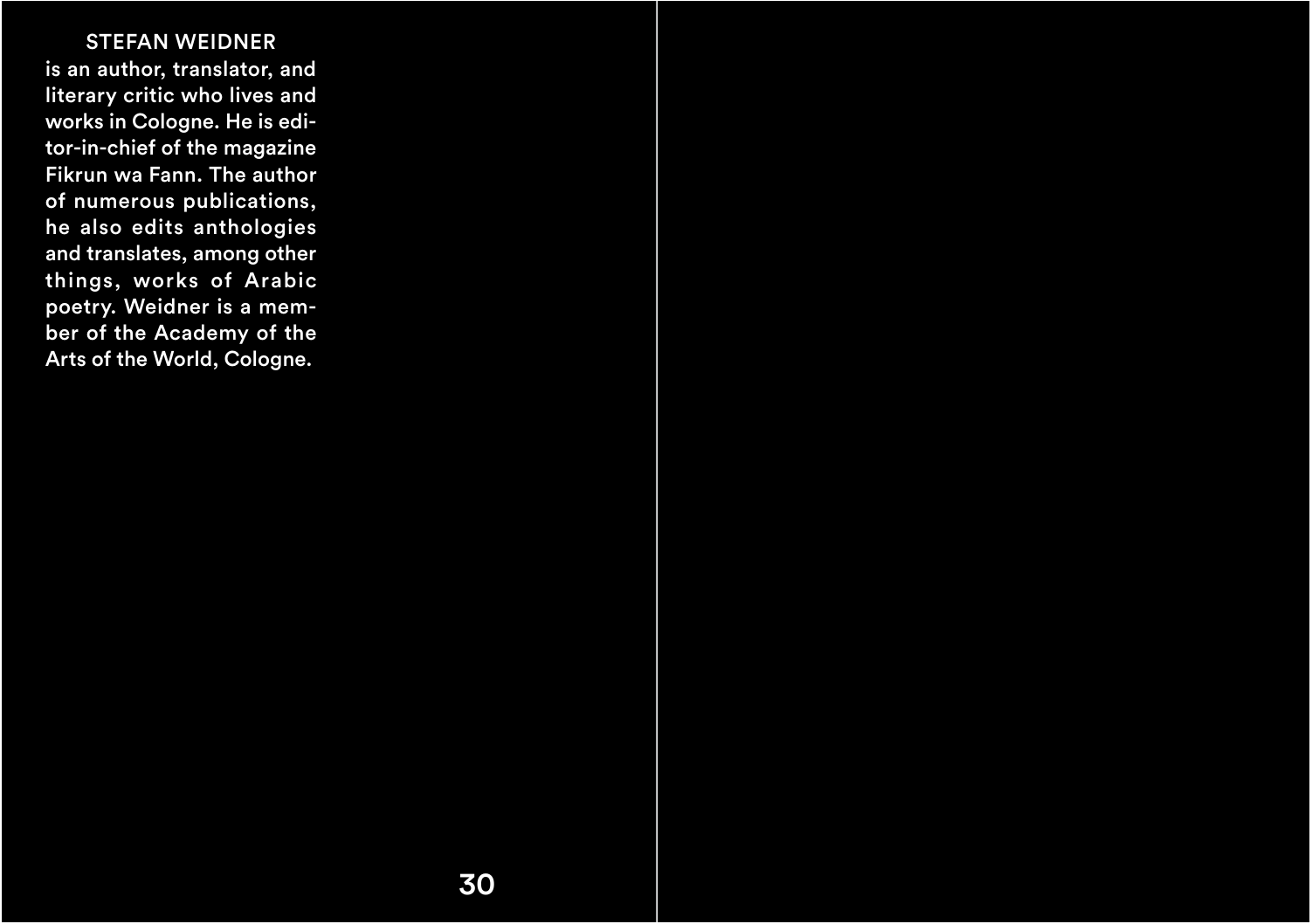STEFAN WEIDNER is an author, translator, and literary critic who lives and works in Cologne. He is editor-in-chief of the magazine Fikrun wa Fann. The author of numerous publications, he also edits anthologies and translates, among other things, works of Arabic poetry. Weidner is a member of the Academy of the Arts of the World, Cologne.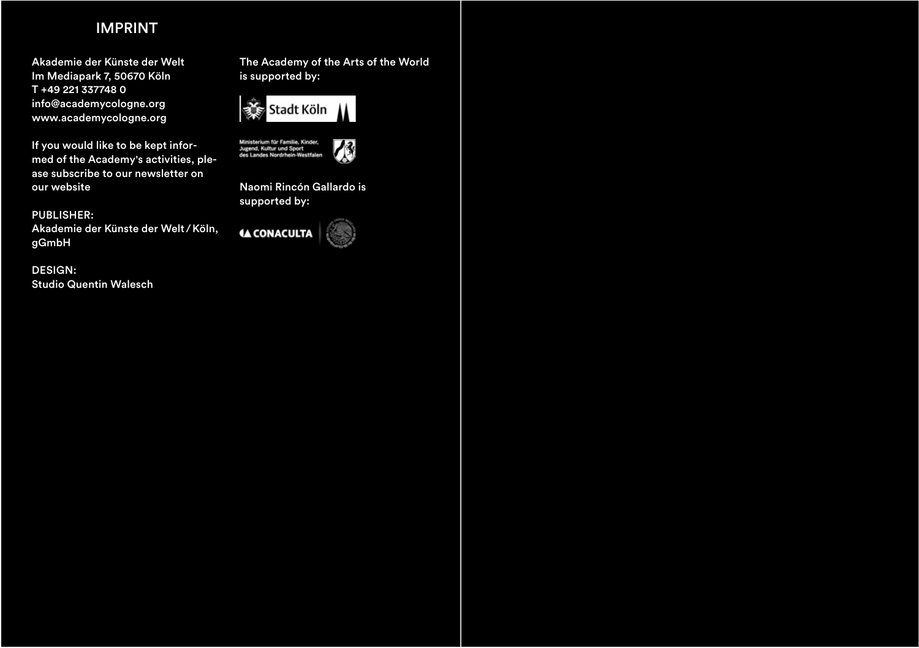# IMPRINT

Akademie der Künste der Welt
Im Mediapark 7, 50670 Köln
T +49 221 337748 0
info@academycologne.org
www.academycologne.org

If you would like to be kept infor-
med of the Academy's activities, ple-
ase subscribe to our newsletter on
our website

PUBLISHER:
Akademie der Künste der Welt / Köln,
gGmbH

DESIGN:
Studio Quentin Walesch

The Academy of the Arts of the World
is supported by:

Stadt Köln

Ministerium für Familie, Kinder,
Jugend, Kultur und Sport
des Landes Nordrhein-Westfalen

Naomi Rincón Gallardo is
supported by:

CONACULTA